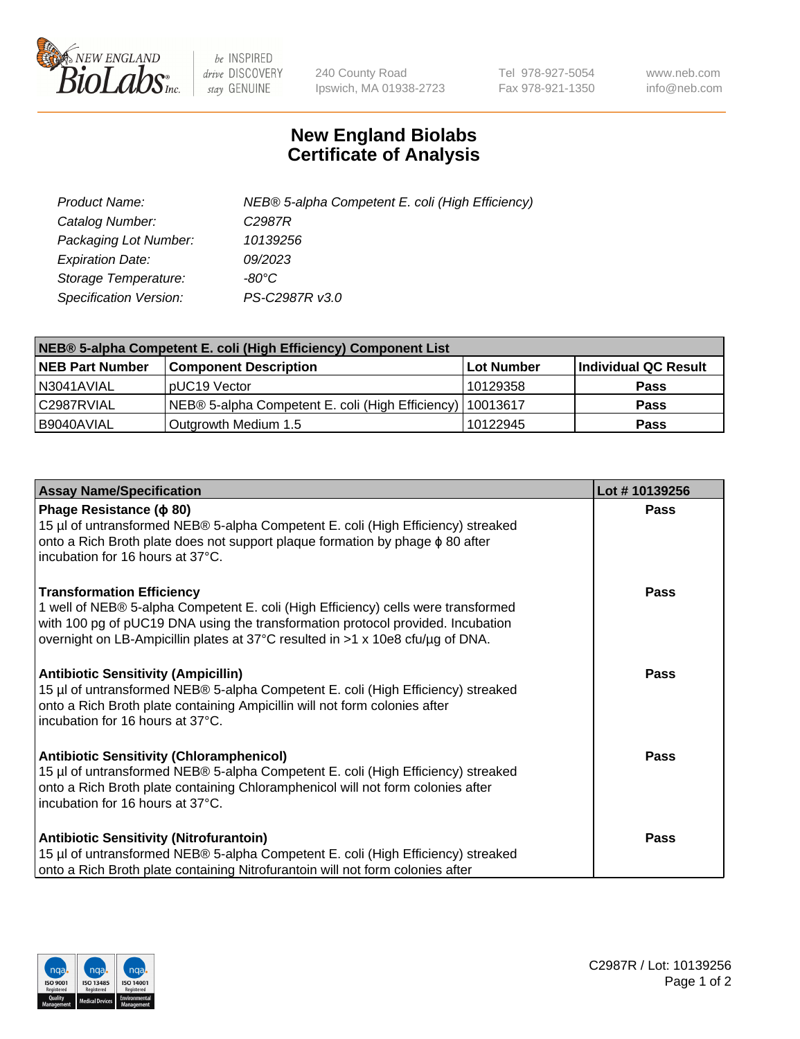New England BioLabs Inc. — be INSPIRED drive DISCOVERY stay GENUINE

240 County Road
Ipswich, MA 01938-2723

Tel 978-927-5054
Fax 978-921-1350

www.neb.com
info@neb.com

# New England Biolabs
# Certificate of Analysis

| | |
|---|---|
| *Product Name:* | *NEB® 5-alpha Competent E. coli (High Efficiency)* |
| *Catalog Number:* | *C2987R* |
| *Packaging Lot Number:* | *10139256* |
| *Expiration Date:* | *09/2023* |
| *Storage Temperature:* | *-80°C* |
| *Specification Version:* | *PS-C2987R v3.0* |

| **NEB® 5-alpha Competent E. coli (High Efficiency) Component List** | | | |
|---|---|---|---|
| **NEB Part Number** | **Component Description** | **Lot Number** | **Individual QC Result** |
| N3041AVIAL | pUC19 Vector | 10129358 | **Pass** |
| C2987RVIAL | NEB® 5-alpha Competent E. coli (High Efficiency) | 10013617 | **Pass** |
| B9040AVIAL | Outgrowth Medium 1.5 | 10122945 | **Pass** |

| **Assay Name/Specification** | **Lot # 10139256** |
|---|---|
| **Phage Resistance (ϕ 80)**<br>15 µl of untransformed NEB® 5-alpha Competent E. coli (High Efficiency) streaked onto a Rich Broth plate does not support plaque formation by phage ϕ 80 after incubation for 16 hours at 37°C. | **Pass** |
| **Transformation Efficiency**<br>1 well of NEB® 5-alpha Competent E. coli (High Efficiency) cells were transformed with 100 pg of pUC19 DNA using the transformation protocol provided. Incubation overnight on LB-Ampicillin plates at 37°C resulted in >1 x 10e8 cfu/µg of DNA. | **Pass** |
| **Antibiotic Sensitivity (Ampicillin)**<br>15 µl of untransformed NEB® 5-alpha Competent E. coli (High Efficiency) streaked onto a Rich Broth plate containing Ampicillin will not form colonies after incubation for 16 hours at 37°C. | **Pass** |
| **Antibiotic Sensitivity (Chloramphenicol)**<br>15 µl of untransformed NEB® 5-alpha Competent E. coli (High Efficiency) streaked onto a Rich Broth plate containing Chloramphenicol will not form colonies after incubation for 16 hours at 37°C. | **Pass** |
| **Antibiotic Sensitivity (Nitrofurantoin)**<br>15 µl of untransformed NEB® 5-alpha Competent E. coli (High Efficiency) streaked onto a Rich Broth plate containing Nitrofurantoin will not form colonies after | **Pass** |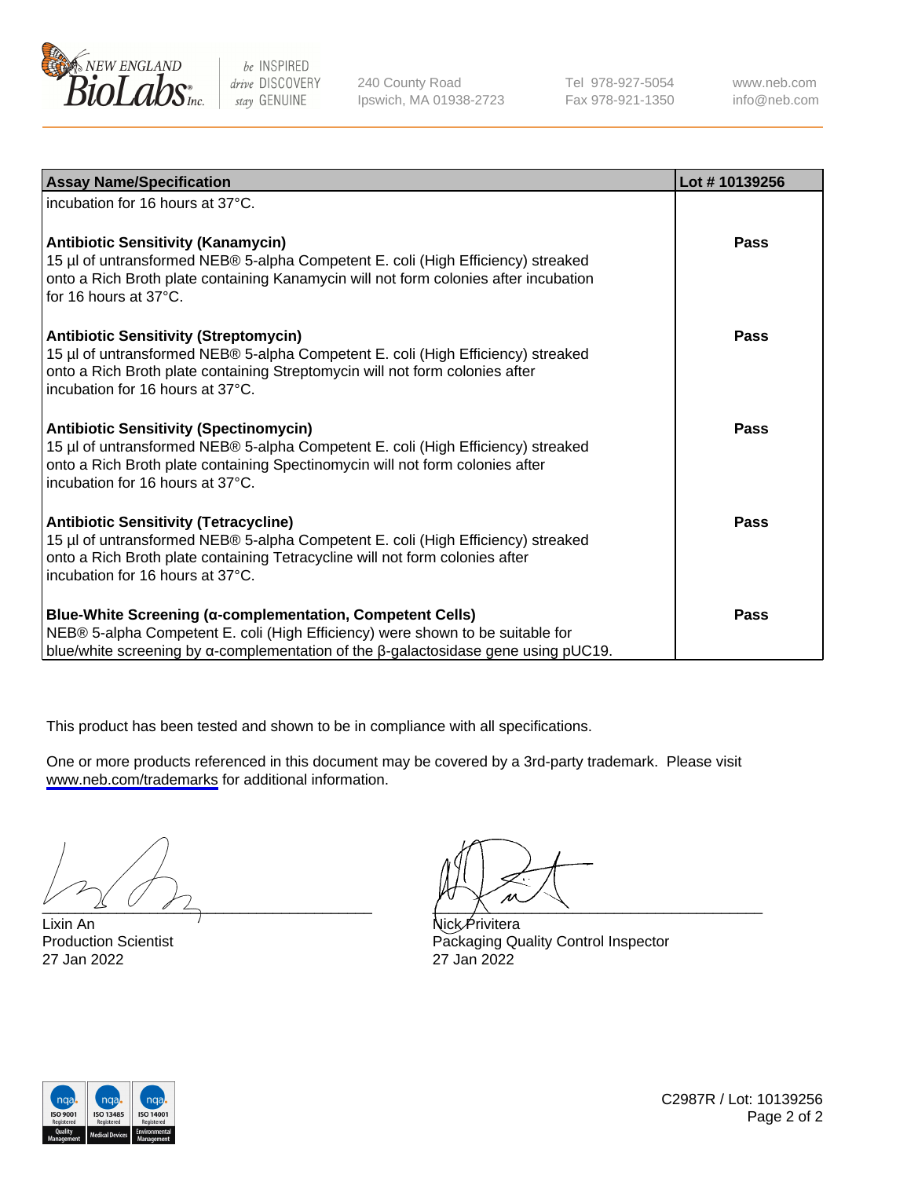| Assay Name/Specification | Lot # 10139256 |
| --- | --- |
| incubation for 16 hours at 37°C. | |
| **Antibiotic Sensitivity (Kanamycin)**<br>15 µl of untransformed NEB® 5-alpha Competent E. coli (High Efficiency) streaked onto a Rich Broth plate containing Kanamycin will not form colonies after incubation for 16 hours at 37°C. | Pass |
| **Antibiotic Sensitivity (Streptomycin)**<br>15 µl of untransformed NEB® 5-alpha Competent E. coli (High Efficiency) streaked onto a Rich Broth plate containing Streptomycin will not form colonies after incubation for 16 hours at 37°C. | Pass |
| **Antibiotic Sensitivity (Spectinomycin)**<br>15 µl of untransformed NEB® 5-alpha Competent E. coli (High Efficiency) streaked onto a Rich Broth plate containing Spectinomycin will not form colonies after incubation for 16 hours at 37°C. | Pass |
| **Antibiotic Sensitivity (Tetracycline)**<br>15 µl of untransformed NEB® 5-alpha Competent E. coli (High Efficiency) streaked onto a Rich Broth plate containing Tetracycline will not form colonies after incubation for 16 hours at 37°C. | Pass |
| **Blue-White Screening (α-complementation, Competent Cells)**<br>NEB® 5-alpha Competent E. coli (High Efficiency) were shown to be suitable for blue/white screening by α-complementation of the β-galactosidase gene using pUC19. | Pass |

This product has been tested and shown to be in compliance with all specifications.

One or more products referenced in this document may be covered by a 3rd-party trademark. Please visit www.neb.com/trademarks for additional information.

Lixin An
Production Scientist
27 Jan 2022

Nick Privitera
Packaging Quality Control Inspector
27 Jan 2022

C2987R / Lot: 10139256